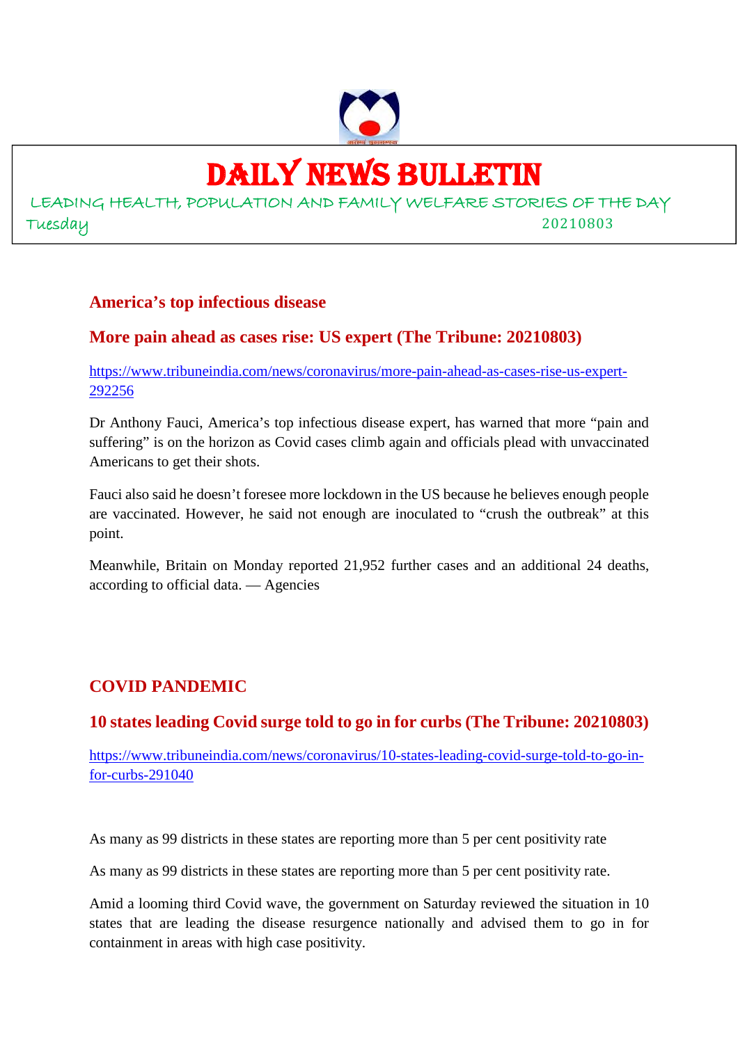# DAILY NEWS BULLETIN

LEADING HEALTH, POPULATION AND FAMILY WELFARE STORIES OF THE DAY

Tuesday 20210803

## America's top infectious disease

## More pain ahead as cases rise: US expert (The Tribune: 20210803)

https://www.tribuneindia.com/news/coronavirus/more-pain-ahead-as-cases-rise-us-expert-292256

Dr Anthony Fauci, America's top infectious disease expert, has warned that more "pain and suffering" is on the horizon as Covid cases climb again and officials plead with unvaccinated Americans to get their shots.

Fauci also said he doesn't foresee more lockdown in the US because he believes enough people are vaccinated. However, he said not enough are inoculated to "crush the outbreak" at this point.

Meanwhile, Britain on Monday reported 21,952 further cases and an additional 24 deaths, according to official data. — Agencies

## COVID PANDEMIC

## 10 states leading Covid surge told to go in for curbs (The Tribune: 20210803)

https://www.tribuneindia.com/news/coronavirus/10-states-leading-covid-surge-told-to-go-in-for-curbs-291040

As many as 99 districts in these states are reporting more than 5 per cent positivity rate

As many as 99 districts in these states are reporting more than 5 per cent positivity rate.

Amid a looming third Covid wave, the government on Saturday reviewed the situation in 10 states that are leading the disease resurgence nationally and advised them to go in for containment in areas with high case positivity.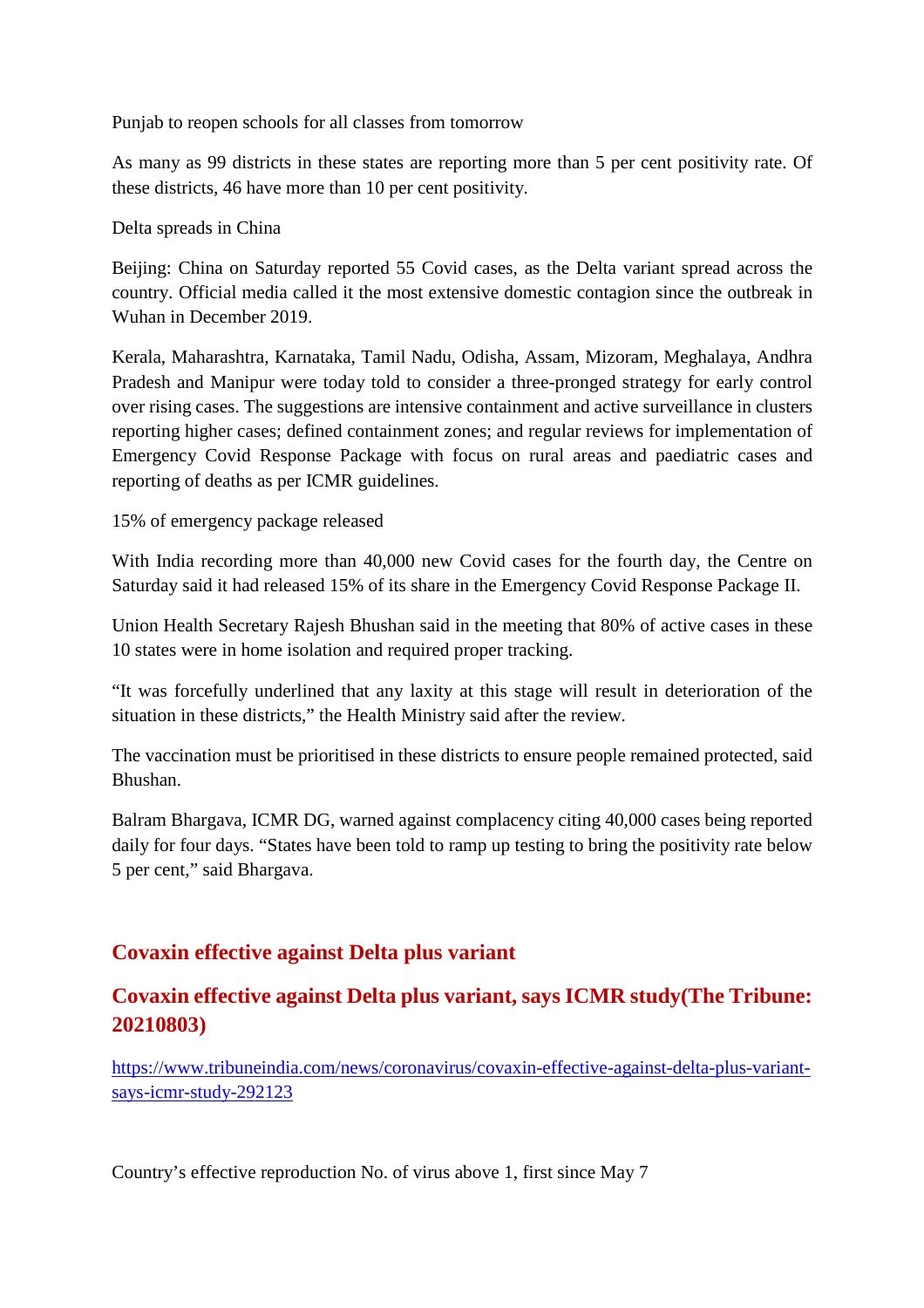Punjab to reopen schools for all classes from tomorrow

As many as 99 districts in these states are reporting more than 5 per cent positivity rate. Of these districts, 46 have more than 10 per cent positivity.

Delta spreads in China

Beijing: China on Saturday reported 55 Covid cases, as the Delta variant spread across the country. Official media called it the most extensive domestic contagion since the outbreak in Wuhan in December 2019.

Kerala, Maharashtra, Karnataka, Tamil Nadu, Odisha, Assam, Mizoram, Meghalaya, Andhra Pradesh and Manipur were today told to consider a three-pronged strategy for early control over rising cases. The suggestions are intensive containment and active surveillance in clusters reporting higher cases; defined containment zones; and regular reviews for implementation of Emergency Covid Response Package with focus on rural areas and paediatric cases and reporting of deaths as per ICMR guidelines.

15% of emergency package released

With India recording more than 40,000 new Covid cases for the fourth day, the Centre on Saturday said it had released 15% of its share in the Emergency Covid Response Package II.

Union Health Secretary Rajesh Bhushan said in the meeting that 80% of active cases in these 10 states were in home isolation and required proper tracking.

"It was forcefully underlined that any laxity at this stage will result in deterioration of the situation in these districts," the Health Ministry said after the review.

The vaccination must be prioritised in these districts to ensure people remained protected, said Bhushan.

Balram Bhargava, ICMR DG, warned against complacency citing 40,000 cases being reported daily for four days. "States have been told to ramp up testing to bring the positivity rate below 5 per cent," said Bhargava.

## Covaxin effective against Delta plus variant

## Covaxin effective against Delta plus variant, says ICMR study(The Tribune: 20210803)

https://www.tribuneindia.com/news/coronavirus/covaxin-effective-against-delta-plus-variant-says-icmr-study-292123

Country's effective reproduction No. of virus above 1, first since May 7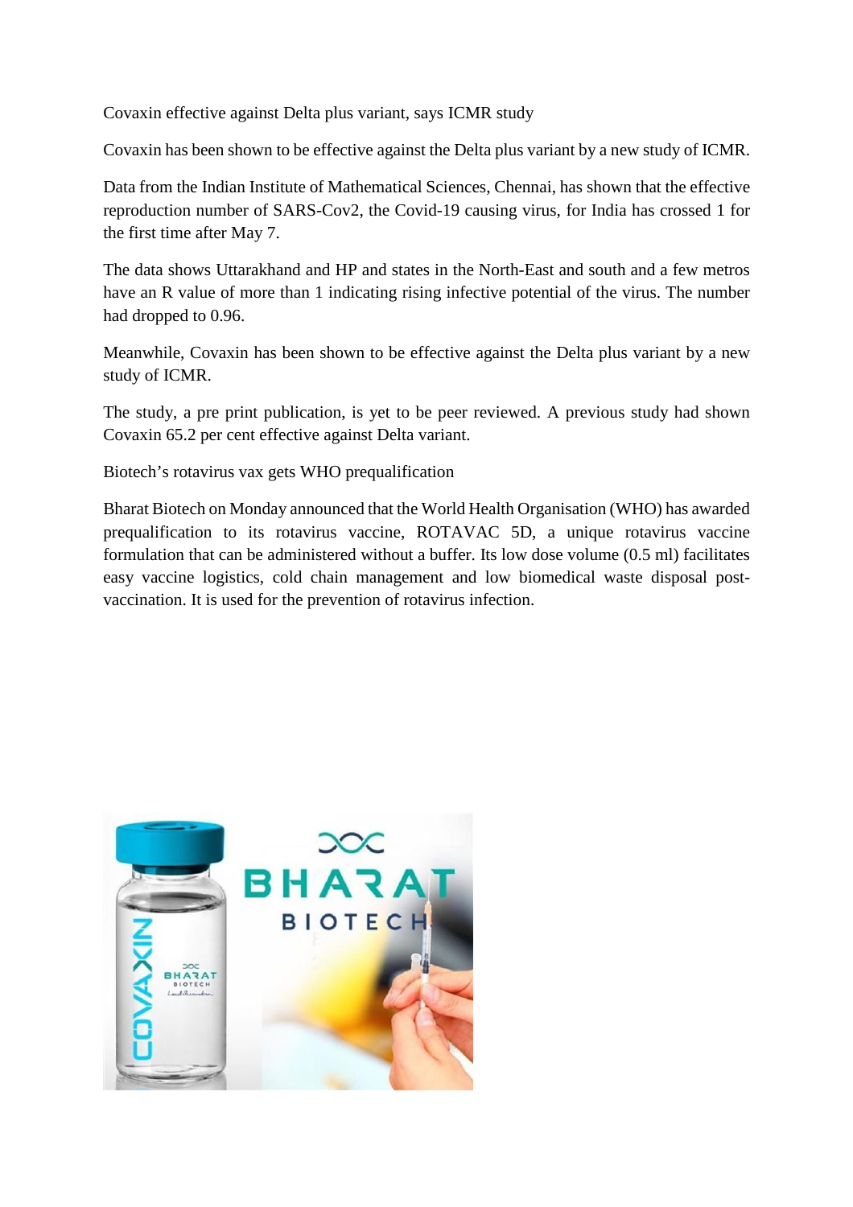Covaxin effective against Delta plus variant, says ICMR study

Covaxin has been shown to be effective against the Delta plus variant by a new study of ICMR.

Data from the Indian Institute of Mathematical Sciences, Chennai, has shown that the effective reproduction number of SARS-Cov2, the Covid-19 causing virus, for India has crossed 1 for the first time after May 7.

The data shows Uttarakhand and HP and states in the North-East and south and a few metros have an R value of more than 1 indicating rising infective potential of the virus. The number had dropped to 0.96.

Meanwhile, Covaxin has been shown to be effective against the Delta plus variant by a new study of ICMR.

The study, a pre print publication, is yet to be peer reviewed. A previous study had shown Covaxin 65.2 per cent effective against Delta variant.

Biotech's rotavirus vax gets WHO prequalification

Bharat Biotech on Monday announced that the World Health Organisation (WHO) has awarded prequalification to its rotavirus vaccine, ROTAVAC 5D, a unique rotavirus vaccine formulation that can be administered without a buffer. Its low dose volume (0.5 ml) facilitates easy vaccine logistics, cold chain management and low biomedical waste disposal post-vaccination. It is used for the prevention of rotavirus infection.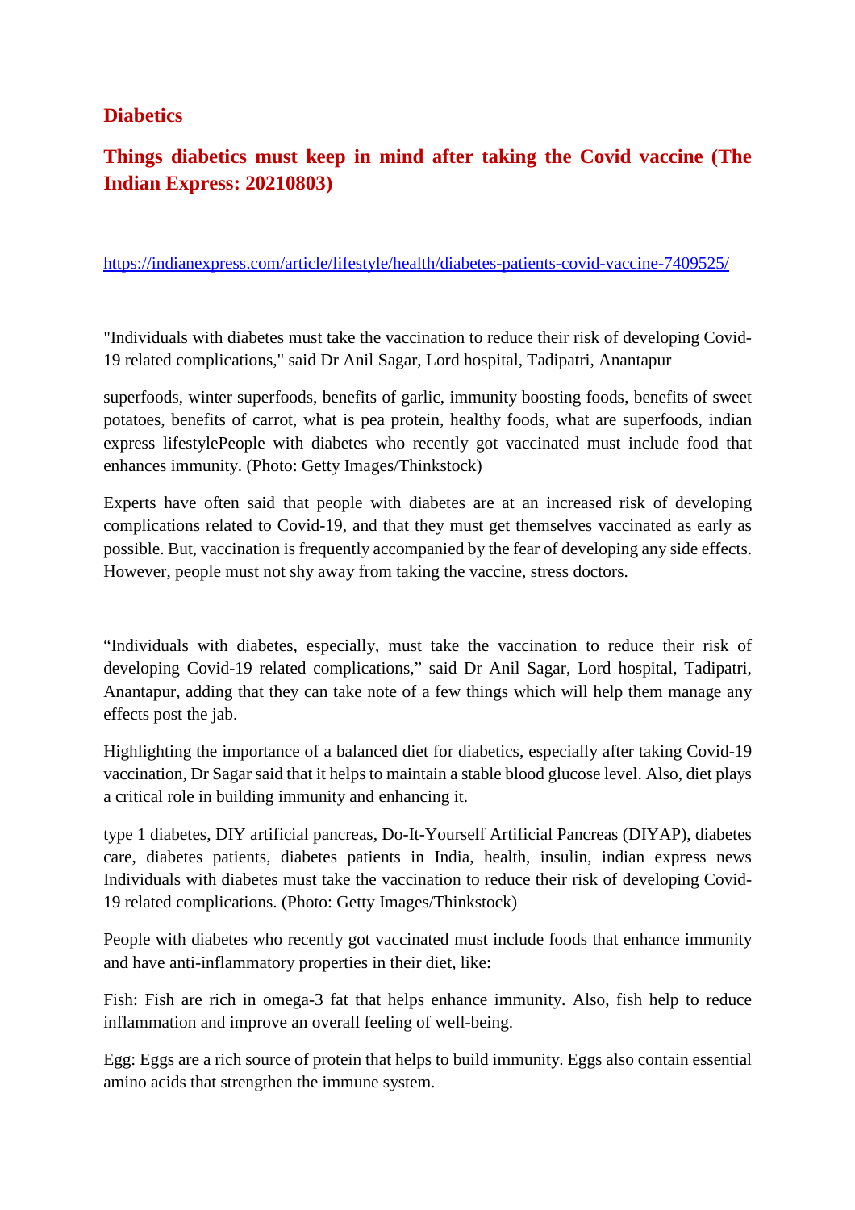## Diabetics

## Things diabetics must keep in mind after taking the Covid vaccine (The Indian Express: 20210803)

https://indianexpress.com/article/lifestyle/health/diabetes-patients-covid-vaccine-7409525/

"Individuals with diabetes must take the vaccination to reduce their risk of developing Covid-19 related complications," said Dr Anil Sagar, Lord hospital, Tadipatri, Anantapur

superfoods, winter superfoods, benefits of garlic, immunity boosting foods, benefits of sweet potatoes, benefits of carrot, what is pea protein, healthy foods, what are superfoods, indian express lifestylePeople with diabetes who recently got vaccinated must include food that enhances immunity. (Photo: Getty Images/Thinkstock)

Experts have often said that people with diabetes are at an increased risk of developing complications related to Covid-19, and that they must get themselves vaccinated as early as possible. But, vaccination is frequently accompanied by the fear of developing any side effects. However, people must not shy away from taking the vaccine, stress doctors.

"Individuals with diabetes, especially, must take the vaccination to reduce their risk of developing Covid-19 related complications," said Dr Anil Sagar, Lord hospital, Tadipatri, Anantapur, adding that they can take note of a few things which will help them manage any effects post the jab.

Highlighting the importance of a balanced diet for diabetics, especially after taking Covid-19 vaccination, Dr Sagar said that it helps to maintain a stable blood glucose level. Also, diet plays a critical role in building immunity and enhancing it.

type 1 diabetes, DIY artificial pancreas, Do-It-Yourself Artificial Pancreas (DIYAP), diabetes care, diabetes patients, diabetes patients in India, health, insulin, indian express news Individuals with diabetes must take the vaccination to reduce their risk of developing Covid-19 related complications. (Photo: Getty Images/Thinkstock)

People with diabetes who recently got vaccinated must include foods that enhance immunity and have anti-inflammatory properties in their diet, like:

Fish: Fish are rich in omega-3 fat that helps enhance immunity. Also, fish help to reduce inflammation and improve an overall feeling of well-being.

Egg: Eggs are a rich source of protein that helps to build immunity. Eggs also contain essential amino acids that strengthen the immune system.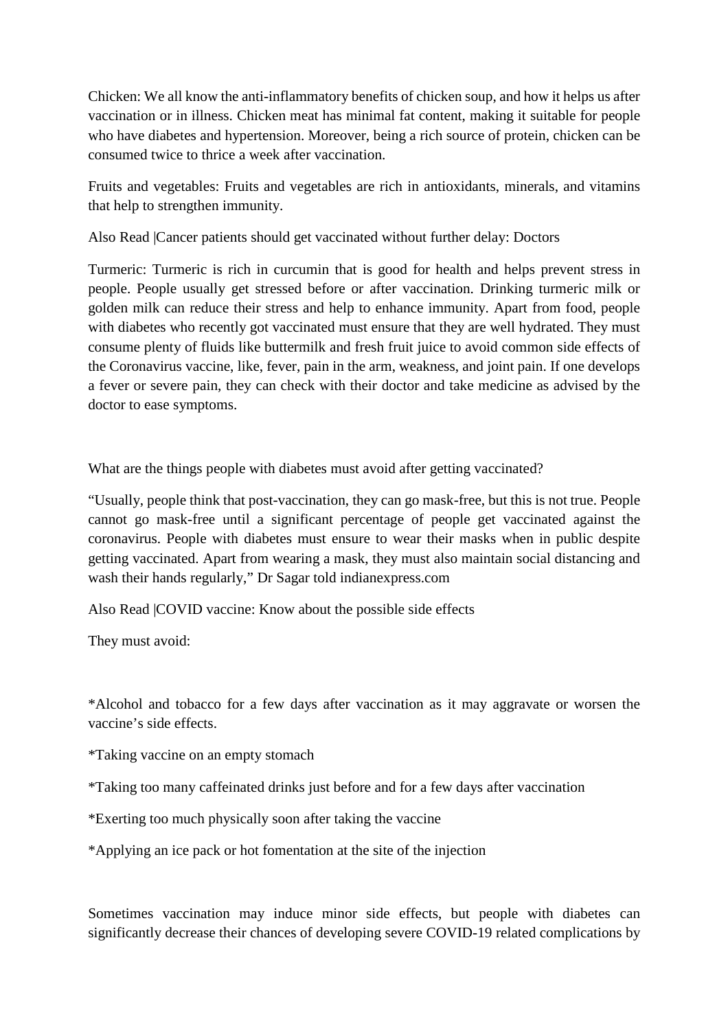Chicken: We all know the anti-inflammatory benefits of chicken soup, and how it helps us after vaccination or in illness. Chicken meat has minimal fat content, making it suitable for people who have diabetes and hypertension. Moreover, being a rich source of protein, chicken can be consumed twice to thrice a week after vaccination.

Fruits and vegetables: Fruits and vegetables are rich in antioxidants, minerals, and vitamins that help to strengthen immunity.

Also Read |Cancer patients should get vaccinated without further delay: Doctors

Turmeric: Turmeric is rich in curcumin that is good for health and helps prevent stress in people. People usually get stressed before or after vaccination. Drinking turmeric milk or golden milk can reduce their stress and help to enhance immunity. Apart from food, people with diabetes who recently got vaccinated must ensure that they are well hydrated. They must consume plenty of fluids like buttermilk and fresh fruit juice to avoid common side effects of the Coronavirus vaccine, like, fever, pain in the arm, weakness, and joint pain. If one develops a fever or severe pain, they can check with their doctor and take medicine as advised by the doctor to ease symptoms.

What are the things people with diabetes must avoid after getting vaccinated?

"Usually, people think that post-vaccination, they can go mask-free, but this is not true. People cannot go mask-free until a significant percentage of people get vaccinated against the coronavirus. People with diabetes must ensure to wear their masks when in public despite getting vaccinated. Apart from wearing a mask, they must also maintain social distancing and wash their hands regularly," Dr Sagar told indianexpress.com

Also Read |COVID vaccine: Know about the possible side effects

They must avoid:

*Alcohol and tobacco for a few days after vaccination as it may aggravate or worsen the vaccine's side effects.

*Taking vaccine on an empty stomach

*Taking too many caffeinated drinks just before and for a few days after vaccination

*Exerting too much physically soon after taking the vaccine

*Applying an ice pack or hot fomentation at the site of the injection

Sometimes vaccination may induce minor side effects, but people with diabetes can significantly decrease their chances of developing severe COVID-19 related complications by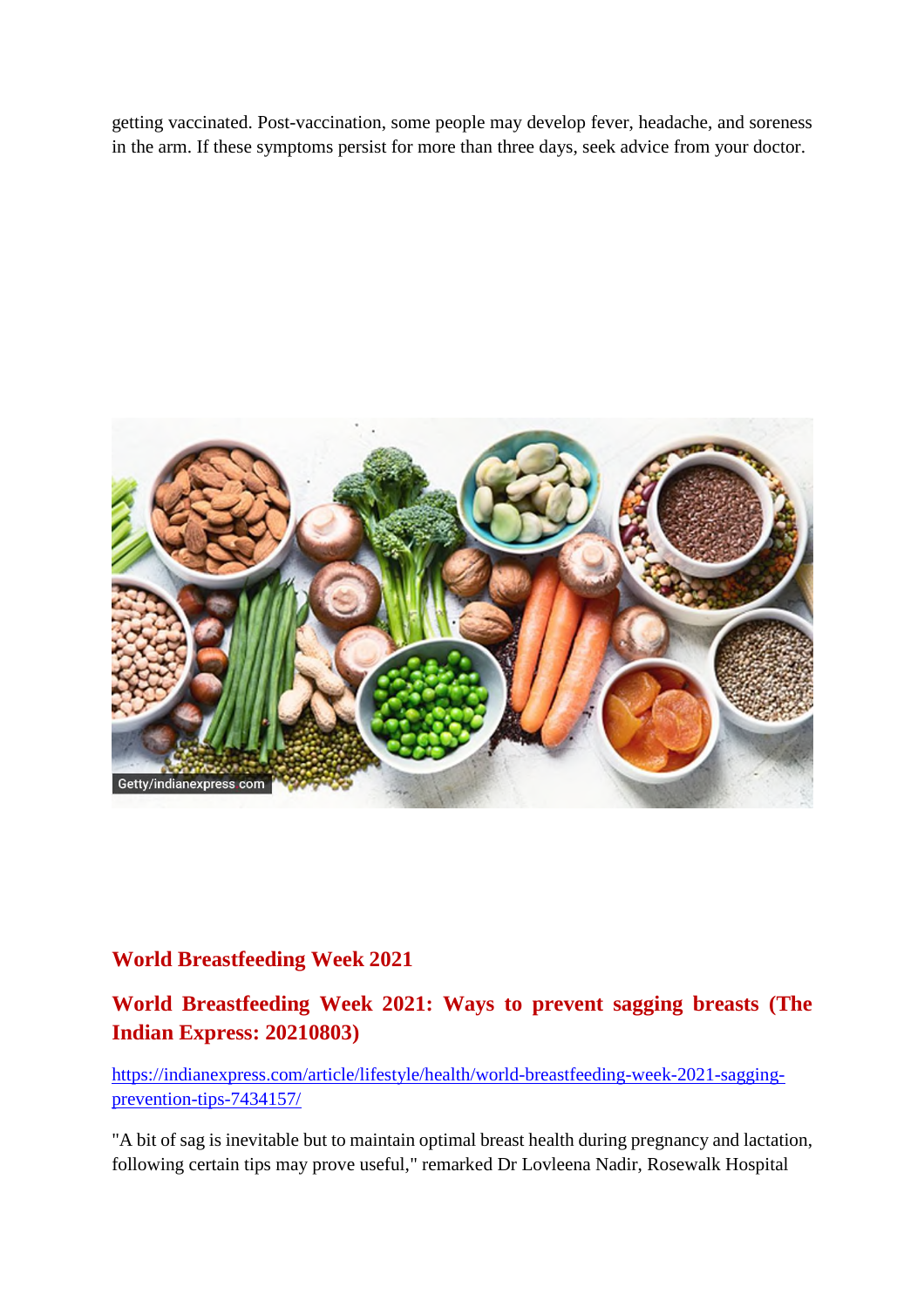getting vaccinated. Post-vaccination, some people may develop fever, headache, and soreness in the arm. If these symptoms persist for more than three days, seek advice from your doctor.

## World Breastfeeding Week 2021

## World Breastfeeding Week 2021: Ways to prevent sagging breasts (The Indian Express: 20210803)

https://indianexpress.com/article/lifestyle/health/world-breastfeeding-week-2021-sagging-prevention-tips-7434157/

"A bit of sag is inevitable but to maintain optimal breast health during pregnancy and lactation, following certain tips may prove useful," remarked Dr Lovleena Nadir, Rosewalk Hospital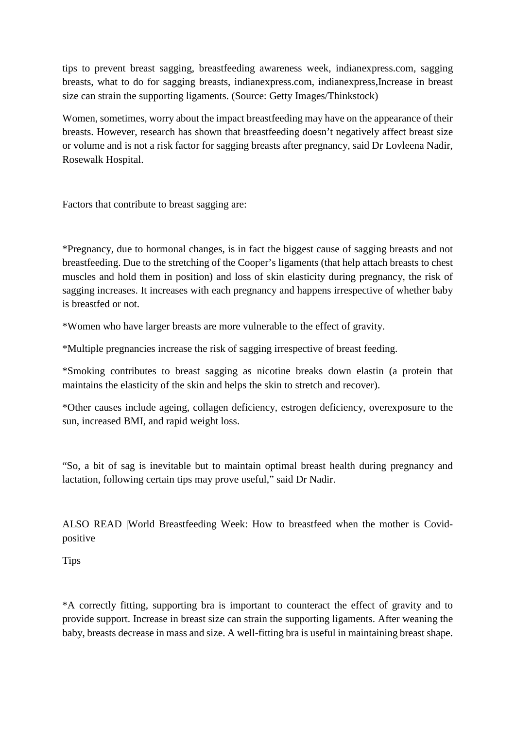tips to prevent breast sagging, breastfeeding awareness week, indianexpress.com, sagging breasts, what to do for sagging breasts, indianexpress.com, indianexpress,Increase in breast size can strain the supporting ligaments. (Source: Getty Images/Thinkstock)

Women, sometimes, worry about the impact breastfeeding may have on the appearance of their breasts. However, research has shown that breastfeeding doesn't negatively affect breast size or volume and is not a risk factor for sagging breasts after pregnancy, said Dr Lovleena Nadir, Rosewalk Hospital.

Factors that contribute to breast sagging are:

*Pregnancy, due to hormonal changes, is in fact the biggest cause of sagging breasts and not breastfeeding. Due to the stretching of the Cooper's ligaments (that help attach breasts to chest muscles and hold them in position) and loss of skin elasticity during pregnancy, the risk of sagging increases. It increases with each pregnancy and happens irrespective of whether baby is breastfed or not.

*Women who have larger breasts are more vulnerable to the effect of gravity.

*Multiple pregnancies increase the risk of sagging irrespective of breast feeding.

*Smoking contributes to breast sagging as nicotine breaks down elastin (a protein that maintains the elasticity of the skin and helps the skin to stretch and recover).

*Other causes include ageing, collagen deficiency, estrogen deficiency, overexposure to the sun, increased BMI, and rapid weight loss.

"So, a bit of sag is inevitable but to maintain optimal breast health during pregnancy and lactation, following certain tips may prove useful," said Dr Nadir.

ALSO READ |World Breastfeeding Week: How to breastfeed when the mother is Covid-positive

Tips

*A correctly fitting, supporting bra is important to counteract the effect of gravity and to provide support. Increase in breast size can strain the supporting ligaments. After weaning the baby, breasts decrease in mass and size. A well-fitting bra is useful in maintaining breast shape.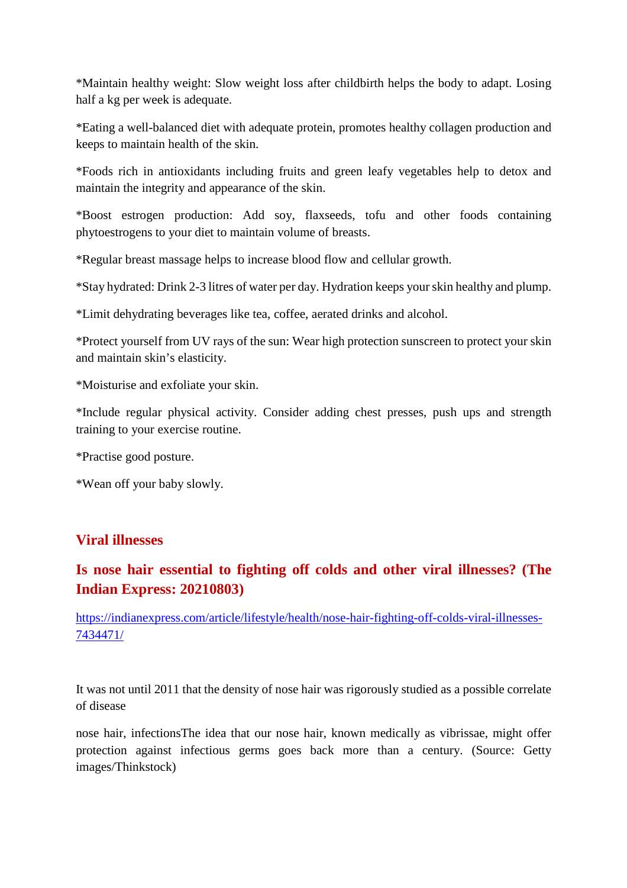*Maintain healthy weight: Slow weight loss after childbirth helps the body to adapt. Losing half a kg per week is adequate.

*Eating a well-balanced diet with adequate protein, promotes healthy collagen production and keeps to maintain health of the skin.

*Foods rich in antioxidants including fruits and green leafy vegetables help to detox and maintain the integrity and appearance of the skin.

*Boost estrogen production: Add soy, flaxseeds, tofu and other foods containing phytoestrogens to your diet to maintain volume of breasts.

*Regular breast massage helps to increase blood flow and cellular growth.

*Stay hydrated: Drink 2-3 litres of water per day. Hydration keeps your skin healthy and plump.

*Limit dehydrating beverages like tea, coffee, aerated drinks and alcohol.

*Protect yourself from UV rays of the sun: Wear high protection sunscreen to protect your skin and maintain skin's elasticity.

*Moisturise and exfoliate your skin.

*Include regular physical activity. Consider adding chest presses, push ups and strength training to your exercise routine.

*Practise good posture.

*Wean off your baby slowly.

## Viral illnesses

### Is nose hair essential to fighting off colds and other viral illnesses? (The Indian Express: 20210803)

https://indianexpress.com/article/lifestyle/health/nose-hair-fighting-off-colds-viral-illnesses-7434471/

It was not until 2011 that the density of nose hair was rigorously studied as a possible correlate of disease

nose hair, infectionsThe idea that our nose hair, known medically as vibrissae, might offer protection against infectious germs goes back more than a century. (Source: Getty images/Thinkstock)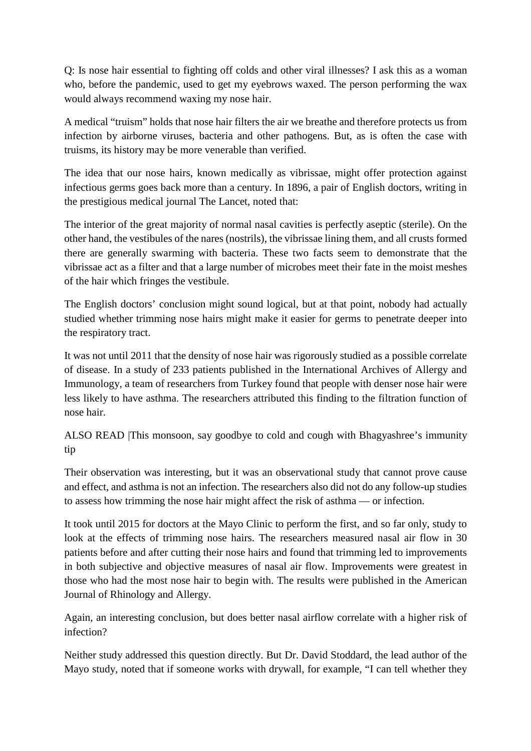Q: Is nose hair essential to fighting off colds and other viral illnesses? I ask this as a woman who, before the pandemic, used to get my eyebrows waxed. The person performing the wax would always recommend waxing my nose hair.

A medical “truism” holds that nose hair filters the air we breathe and therefore protects us from infection by airborne viruses, bacteria and other pathogens. But, as is often the case with truisms, its history may be more venerable than verified.

The idea that our nose hairs, known medically as vibrissae, might offer protection against infectious germs goes back more than a century. In 1896, a pair of English doctors, writing in the prestigious medical journal The Lancet, noted that:

The interior of the great majority of normal nasal cavities is perfectly aseptic (sterile). On the other hand, the vestibules of the nares (nostrils), the vibrissae lining them, and all crusts formed there are generally swarming with bacteria. These two facts seem to demonstrate that the vibrissae act as a filter and that a large number of microbes meet their fate in the moist meshes of the hair which fringes the vestibule.

The English doctors’ conclusion might sound logical, but at that point, nobody had actually studied whether trimming nose hairs might make it easier for germs to penetrate deeper into the respiratory tract.

It was not until 2011 that the density of nose hair was rigorously studied as a possible correlate of disease. In a study of 233 patients published in the International Archives of Allergy and Immunology, a team of researchers from Turkey found that people with denser nose hair were less likely to have asthma. The researchers attributed this finding to the filtration function of nose hair.

ALSO READ |This monsoon, say goodbye to cold and cough with Bhagyashree’s immunity tip

Their observation was interesting, but it was an observational study that cannot prove cause and effect, and asthma is not an infection. The researchers also did not do any follow-up studies to assess how trimming the nose hair might affect the risk of asthma — or infection.

It took until 2015 for doctors at the Mayo Clinic to perform the first, and so far only, study to look at the effects of trimming nose hairs. The researchers measured nasal air flow in 30 patients before and after cutting their nose hairs and found that trimming led to improvements in both subjective and objective measures of nasal air flow. Improvements were greatest in those who had the most nose hair to begin with. The results were published in the American Journal of Rhinology and Allergy.

Again, an interesting conclusion, but does better nasal airflow correlate with a higher risk of infection?

Neither study addressed this question directly. But Dr. David Stoddard, the lead author of the Mayo study, noted that if someone works with drywall, for example, “I can tell whether they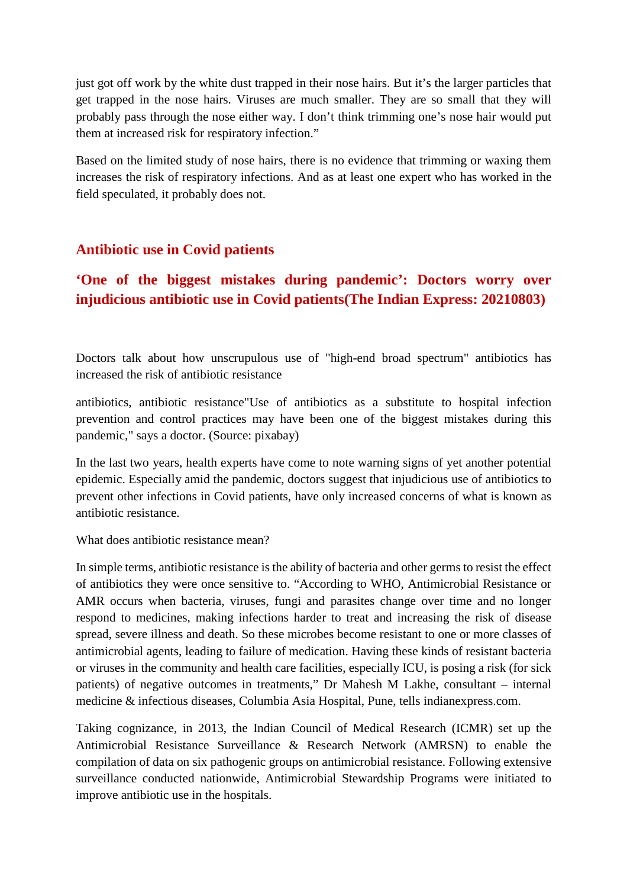just got off work by the white dust trapped in their nose hairs. But it's the larger particles that get trapped in the nose hairs. Viruses are much smaller. They are so small that they will probably pass through the nose either way. I don't think trimming one's nose hair would put them at increased risk for respiratory infection."

Based on the limited study of nose hairs, there is no evidence that trimming or waxing them increases the risk of respiratory infections. And as at least one expert who has worked in the field speculated, it probably does not.

## Antibiotic use in Covid patients

## 'One of the biggest mistakes during pandemic': Doctors worry over injudicious antibiotic use in Covid patients(The Indian Express: 20210803)

Doctors talk about how unscrupulous use of "high-end broad spectrum" antibiotics has increased the risk of antibiotic resistance

antibiotics, antibiotic resistance"Use of antibiotics as a substitute to hospital infection prevention and control practices may have been one of the biggest mistakes during this pandemic," says a doctor. (Source: pixabay)

In the last two years, health experts have come to note warning signs of yet another potential epidemic. Especially amid the pandemic, doctors suggest that injudicious use of antibiotics to prevent other infections in Covid patients, have only increased concerns of what is known as antibiotic resistance.

What does antibiotic resistance mean?

In simple terms, antibiotic resistance is the ability of bacteria and other germs to resist the effect of antibiotics they were once sensitive to. "According to WHO, Antimicrobial Resistance or AMR occurs when bacteria, viruses, fungi and parasites change over time and no longer respond to medicines, making infections harder to treat and increasing the risk of disease spread, severe illness and death. So these microbes become resistant to one or more classes of antimicrobial agents, leading to failure of medication. Having these kinds of resistant bacteria or viruses in the community and health care facilities, especially ICU, is posing a risk (for sick patients) of negative outcomes in treatments," Dr Mahesh M Lakhe, consultant – internal medicine & infectious diseases, Columbia Asia Hospital, Pune, tells indianexpress.com.

Taking cognizance, in 2013, the Indian Council of Medical Research (ICMR) set up the Antimicrobial Resistance Surveillance & Research Network (AMRSN) to enable the compilation of data on six pathogenic groups on antimicrobial resistance. Following extensive surveillance conducted nationwide, Antimicrobial Stewardship Programs were initiated to improve antibiotic use in the hospitals.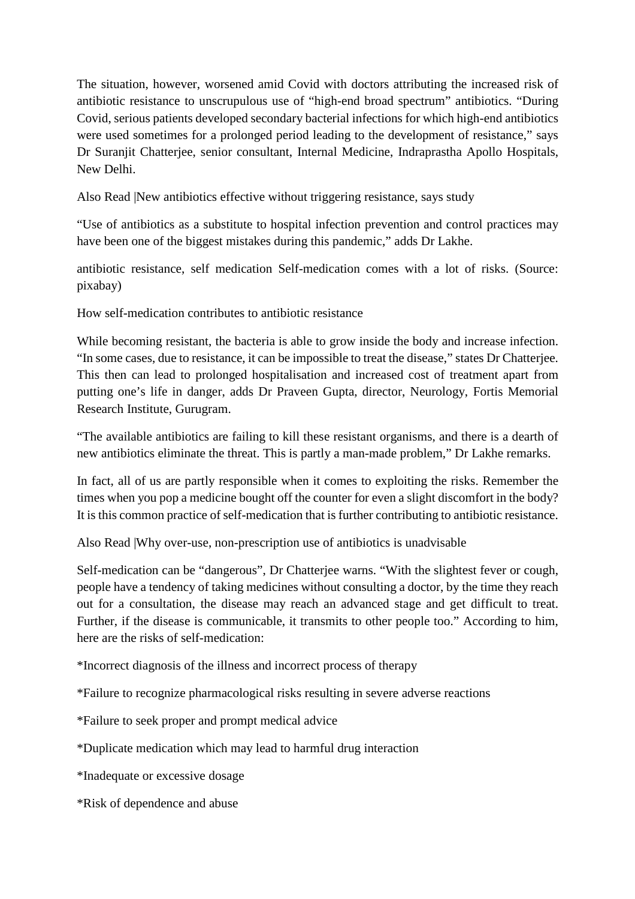The situation, however, worsened amid Covid with doctors attributing the increased risk of antibiotic resistance to unscrupulous use of "high-end broad spectrum" antibiotics. "During Covid, serious patients developed secondary bacterial infections for which high-end antibiotics were used sometimes for a prolonged period leading to the development of resistance," says Dr Suranjit Chatterjee, senior consultant, Internal Medicine, Indraprastha Apollo Hospitals, New Delhi.

Also Read |New antibiotics effective without triggering resistance, says study

"Use of antibiotics as a substitute to hospital infection prevention and control practices may have been one of the biggest mistakes during this pandemic," adds Dr Lakhe.

antibiotic resistance, self medication Self-medication comes with a lot of risks. (Source: pixabay)

How self-medication contributes to antibiotic resistance

While becoming resistant, the bacteria is able to grow inside the body and increase infection. "In some cases, due to resistance, it can be impossible to treat the disease," states Dr Chatterjee. This then can lead to prolonged hospitalisation and increased cost of treatment apart from putting one's life in danger, adds Dr Praveen Gupta, director, Neurology, Fortis Memorial Research Institute, Gurugram.

"The available antibiotics are failing to kill these resistant organisms, and there is a dearth of new antibiotics eliminate the threat. This is partly a man-made problem," Dr Lakhe remarks.

In fact, all of us are partly responsible when it comes to exploiting the risks. Remember the times when you pop a medicine bought off the counter for even a slight discomfort in the body? It is this common practice of self-medication that is further contributing to antibiotic resistance.

Also Read |Why over-use, non-prescription use of antibiotics is unadvisable

Self-medication can be "dangerous", Dr Chatterjee warns. "With the slightest fever or cough, people have a tendency of taking medicines without consulting a doctor, by the time they reach out for a consultation, the disease may reach an advanced stage and get difficult to treat. Further, if the disease is communicable, it transmits to other people too." According to him, here are the risks of self-medication:

*Incorrect diagnosis of the illness and incorrect process of therapy

*Failure to recognize pharmacological risks resulting in severe adverse reactions

*Failure to seek proper and prompt medical advice

*Duplicate medication which may lead to harmful drug interaction

*Inadequate or excessive dosage

*Risk of dependence and abuse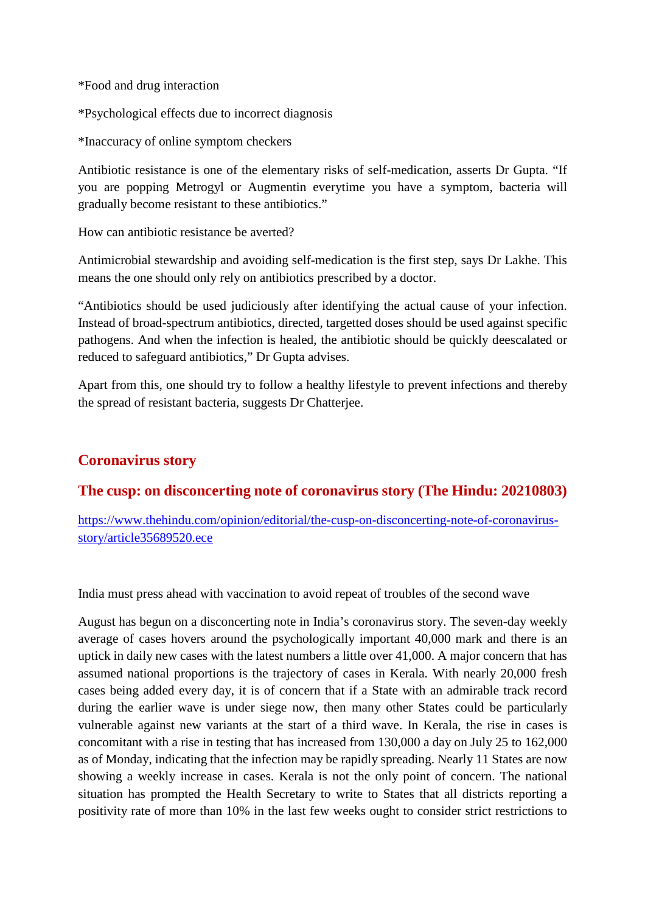*Food and drug interaction

*Psychological effects due to incorrect diagnosis

*Inaccuracy of online symptom checkers

Antibiotic resistance is one of the elementary risks of self-medication, asserts Dr Gupta. “If you are popping Metrogyl or Augmentin everytime you have a symptom, bacteria will gradually become resistant to these antibiotics.”

How can antibiotic resistance be averted?

Antimicrobial stewardship and avoiding self-medication is the first step, says Dr Lakhe. This means the one should only rely on antibiotics prescribed by a doctor.

“Antibiotics should be used judiciously after identifying the actual cause of your infection. Instead of broad-spectrum antibiotics, directed, targetted doses should be used against specific pathogens. And when the infection is healed, the antibiotic should be quickly deescalated or reduced to safeguard antibiotics,” Dr Gupta advises.

Apart from this, one should try to follow a healthy lifestyle to prevent infections and thereby the spread of resistant bacteria, suggests Dr Chatterjee.

## Coronavirus story

### The cusp: on disconcerting note of coronavirus story (The Hindu: 20210803)

https://www.thehindu.com/opinion/editorial/the-cusp-on-disconcerting-note-of-coronavirus-story/article35689520.ece

India must press ahead with vaccination to avoid repeat of troubles of the second wave

August has begun on a disconcerting note in India’s coronavirus story. The seven-day weekly average of cases hovers around the psychologically important 40,000 mark and there is an uptick in daily new cases with the latest numbers a little over 41,000. A major concern that has assumed national proportions is the trajectory of cases in Kerala. With nearly 20,000 fresh cases being added every day, it is of concern that if a State with an admirable track record during the earlier wave is under siege now, then many other States could be particularly vulnerable against new variants at the start of a third wave. In Kerala, the rise in cases is concomitant with a rise in testing that has increased from 130,000 a day on July 25 to 162,000 as of Monday, indicating that the infection may be rapidly spreading. Nearly 11 States are now showing a weekly increase in cases. Kerala is not the only point of concern. The national situation has prompted the Health Secretary to write to States that all districts reporting a positivity rate of more than 10% in the last few weeks ought to consider strict restrictions to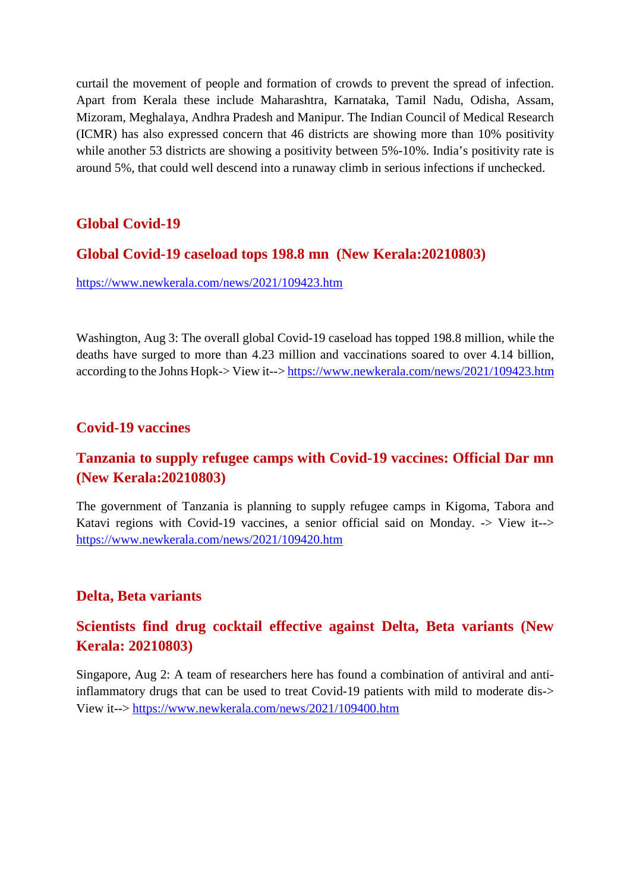curtail the movement of people and formation of crowds to prevent the spread of infection. Apart from Kerala these include Maharashtra, Karnataka, Tamil Nadu, Odisha, Assam, Mizoram, Meghalaya, Andhra Pradesh and Manipur. The Indian Council of Medical Research (ICMR) has also expressed concern that 46 districts are showing more than 10% positivity while another 53 districts are showing a positivity between 5%-10%. India's positivity rate is around 5%, that could well descend into a runaway climb in serious infections if unchecked.

## Global Covid-19

### Global Covid-19 caseload tops 198.8 mn (New Kerala:20210803)

https://www.newkerala.com/news/2021/109423.htm

Washington, Aug 3: The overall global Covid-19 caseload has topped 198.8 million, while the deaths have surged to more than 4.23 million and vaccinations soared to over 4.14 billion, according to the Johns Hopk-> View it--> https://www.newkerala.com/news/2021/109423.htm

## Covid-19 vaccines

### Tanzania to supply refugee camps with Covid-19 vaccines: Official Dar mn (New Kerala:20210803)

The government of Tanzania is planning to supply refugee camps in Kigoma, Tabora and Katavi regions with Covid-19 vaccines, a senior official said on Monday. -> View it--> https://www.newkerala.com/news/2021/109420.htm

## Delta, Beta variants

### Scientists find drug cocktail effective against Delta, Beta variants (New Kerala: 20210803)

Singapore, Aug 2: A team of researchers here has found a combination of antiviral and anti-inflammatory drugs that can be used to treat Covid-19 patients with mild to moderate dis-> View it--> https://www.newkerala.com/news/2021/109400.htm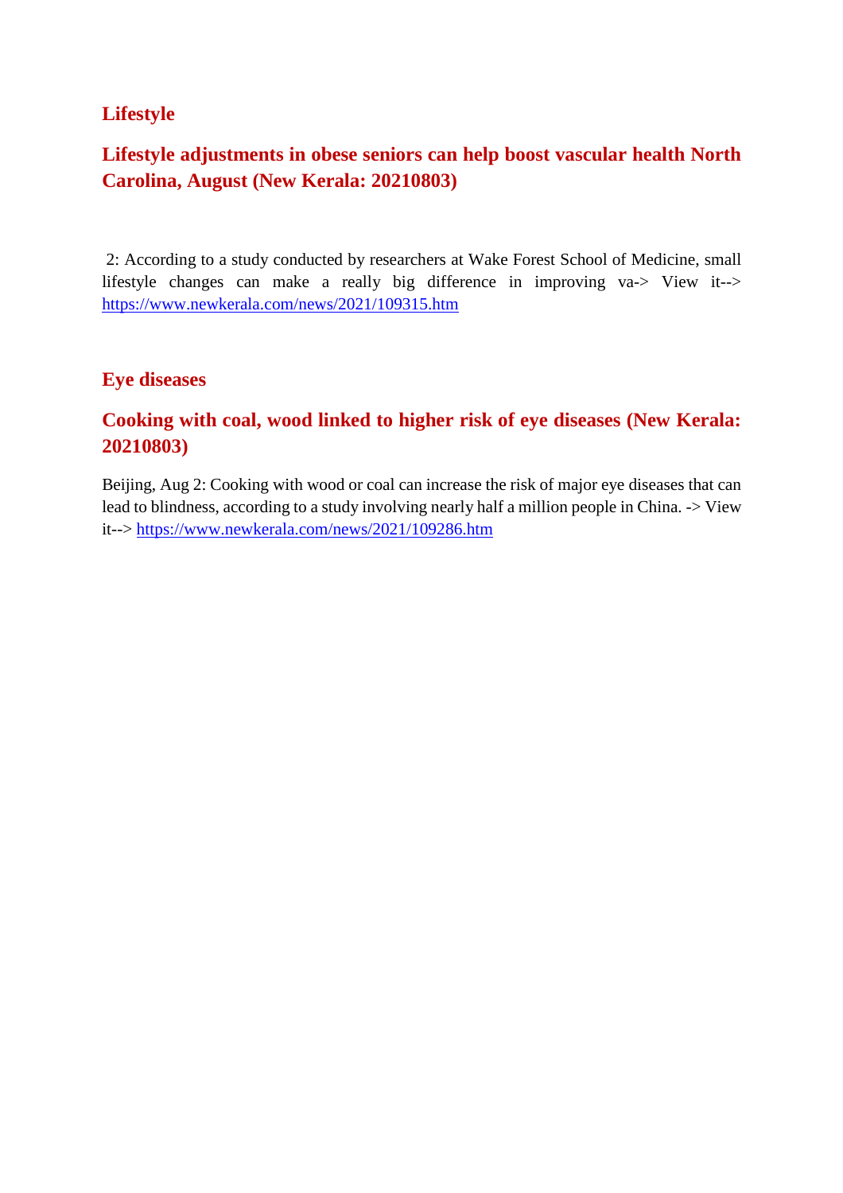## Lifestyle

### Lifestyle adjustments in obese seniors can help boost vascular health North Carolina, August (New Kerala: 20210803)

2: According to a study conducted by researchers at Wake Forest School of Medicine, small lifestyle changes can make a really big difference in improving va-> View it--> https://www.newkerala.com/news/2021/109315.htm

## Eye diseases

### Cooking with coal, wood linked to higher risk of eye diseases (New Kerala: 20210803)

Beijing, Aug 2: Cooking with wood or coal can increase the risk of major eye diseases that can lead to blindness, according to a study involving nearly half a million people in China. -> View it--> https://www.newkerala.com/news/2021/109286.htm